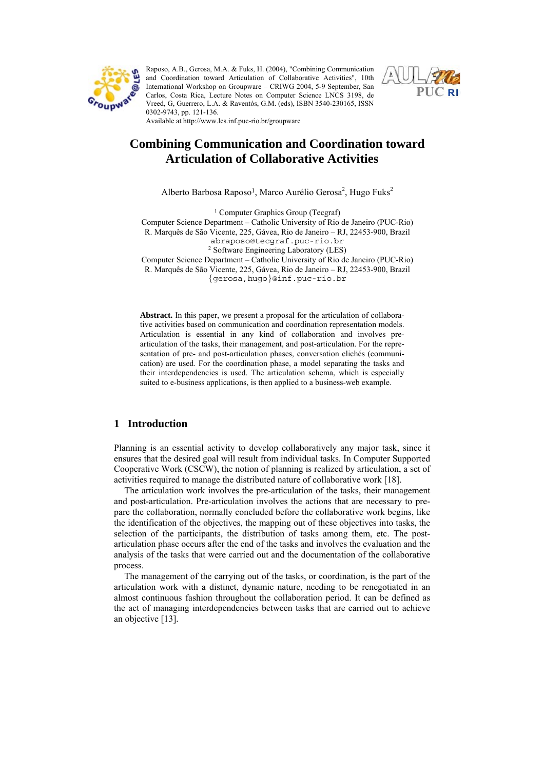Raposo, A.B., Gerosa, M.A. & Fuks, H. (2004), "Combining Communication and Coordination toward Articulation of Collaborative Activities", 10th International Workshop on Groupware – CRIWG 2004, 5-9 September, San Carlos, Costa Rica, Lecture Notes on Computer Science LNCS 3198, de Vreed, G, Guerrero, L.A. & Raventós, G.M. (eds), ISBN 3540-230165, ISSN 0302-9743, pp. 121-136.
Available at http://www.les.inf.puc-rio.br/groupware

# Combining Communication and Coordination toward Articulation of Collaborative Activities

Alberto Barbosa Raposo[1], Marco Aurélio Gerosa[2], Hugo Fuks[2]

[1] Computer Graphics Group (Tecgraf)
Computer Science Department – Catholic University of Rio de Janeiro (PUC-Rio)
R. Marquês de São Vicente, 225, Gávea, Rio de Janeiro – RJ, 22453-900, Brazil
abraposo@tecgraf.puc-rio.br
[2] Software Engineering Laboratory (LES)
Computer Science Department – Catholic University of Rio de Janeiro (PUC-Rio)
R. Marquês de São Vicente, 225, Gávea, Rio de Janeiro – RJ, 22453-900, Brazil
{gerosa,hugo}@inf.puc-rio.br

**Abstract.** In this paper, we present a proposal for the articulation of collaborative activities based on communication and coordination representation models. Articulation is essential in any kind of collaboration and involves pre-articulation of the tasks, their management, and post-articulation. For the representation of pre- and post-articulation phases, conversation clichés (communication) are used. For the coordination phase, a model separating the tasks and their interdependencies is used. The articulation schema, which is especially suited to e-business applications, is then applied to a business-web example.

## 1 Introduction

Planning is an essential activity to develop collaboratively any major task, since it ensures that the desired goal will result from individual tasks. In Computer Supported Cooperative Work (CSCW), the notion of planning is realized by articulation, a set of activities required to manage the distributed nature of collaborative work [18].

The articulation work involves the pre-articulation of the tasks, their management and post-articulation. Pre-articulation involves the actions that are necessary to prepare the collaboration, normally concluded before the collaborative work begins, like the identification of the objectives, the mapping out of these objectives into tasks, the selection of the participants, the distribution of tasks among them, etc. The post-articulation phase occurs after the end of the tasks and involves the evaluation and the analysis of the tasks that were carried out and the documentation of the collaborative process.

The management of the carrying out of the tasks, or coordination, is the part of the articulation work with a distinct, dynamic nature, needing to be renegotiated in an almost continuous fashion throughout the collaboration period. It can be defined as the act of managing interdependencies between tasks that are carried out to achieve an objective [13].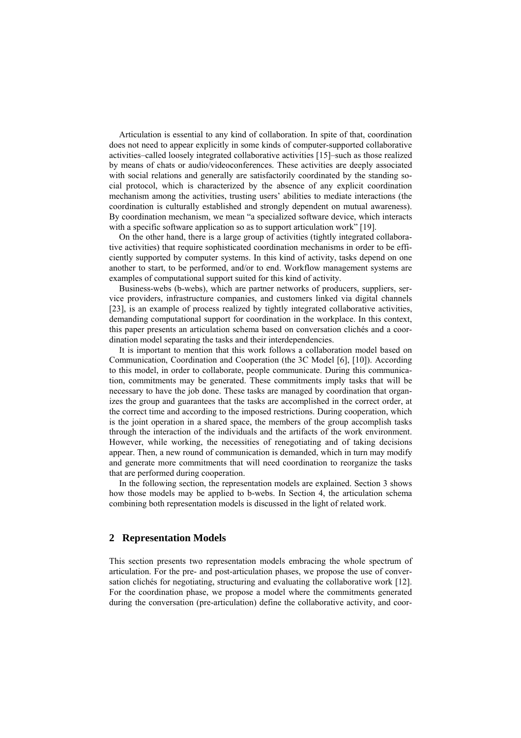Articulation is essential to any kind of collaboration. In spite of that, coordination does not need to appear explicitly in some kinds of computer-supported collaborative activities–called loosely integrated collaborative activities [15]–such as those realized by means of chats or audio/videoconferences. These activities are deeply associated with social relations and generally are satisfactorily coordinated by the standing social protocol, which is characterized by the absence of any explicit coordination mechanism among the activities, trusting users' abilities to mediate interactions (the coordination is culturally established and strongly dependent on mutual awareness). By coordination mechanism, we mean "a specialized software device, which interacts with a specific software application so as to support articulation work" [19].

On the other hand, there is a large group of activities (tightly integrated collaborative activities) that require sophisticated coordination mechanisms in order to be efficiently supported by computer systems. In this kind of activity, tasks depend on one another to start, to be performed, and/or to end. Workflow management systems are examples of computational support suited for this kind of activity.

Business-webs (b-webs), which are partner networks of producers, suppliers, service providers, infrastructure companies, and customers linked via digital channels [23], is an example of process realized by tightly integrated collaborative activities, demanding computational support for coordination in the workplace. In this context, this paper presents an articulation schema based on conversation clichés and a coordination model separating the tasks and their interdependencies.

It is important to mention that this work follows a collaboration model based on Communication, Coordination and Cooperation (the 3C Model [6], [10]). According to this model, in order to collaborate, people communicate. During this communication, commitments may be generated. These commitments imply tasks that will be necessary to have the job done. These tasks are managed by coordination that organizes the group and guarantees that the tasks are accomplished in the correct order, at the correct time and according to the imposed restrictions. During cooperation, which is the joint operation in a shared space, the members of the group accomplish tasks through the interaction of the individuals and the artifacts of the work environment. However, while working, the necessities of renegotiating and of taking decisions appear. Then, a new round of communication is demanded, which in turn may modify and generate more commitments that will need coordination to reorganize the tasks that are performed during cooperation.

In the following section, the representation models are explained. Section 3 shows how those models may be applied to b-webs. In Section 4, the articulation schema combining both representation models is discussed in the light of related work.

## 2 Representation Models

This section presents two representation models embracing the whole spectrum of articulation. For the pre- and post-articulation phases, we propose the use of conversation clichés for negotiating, structuring and evaluating the collaborative work [12]. For the coordination phase, we propose a model where the commitments generated during the conversation (pre-articulation) define the collaborative activity, and coor-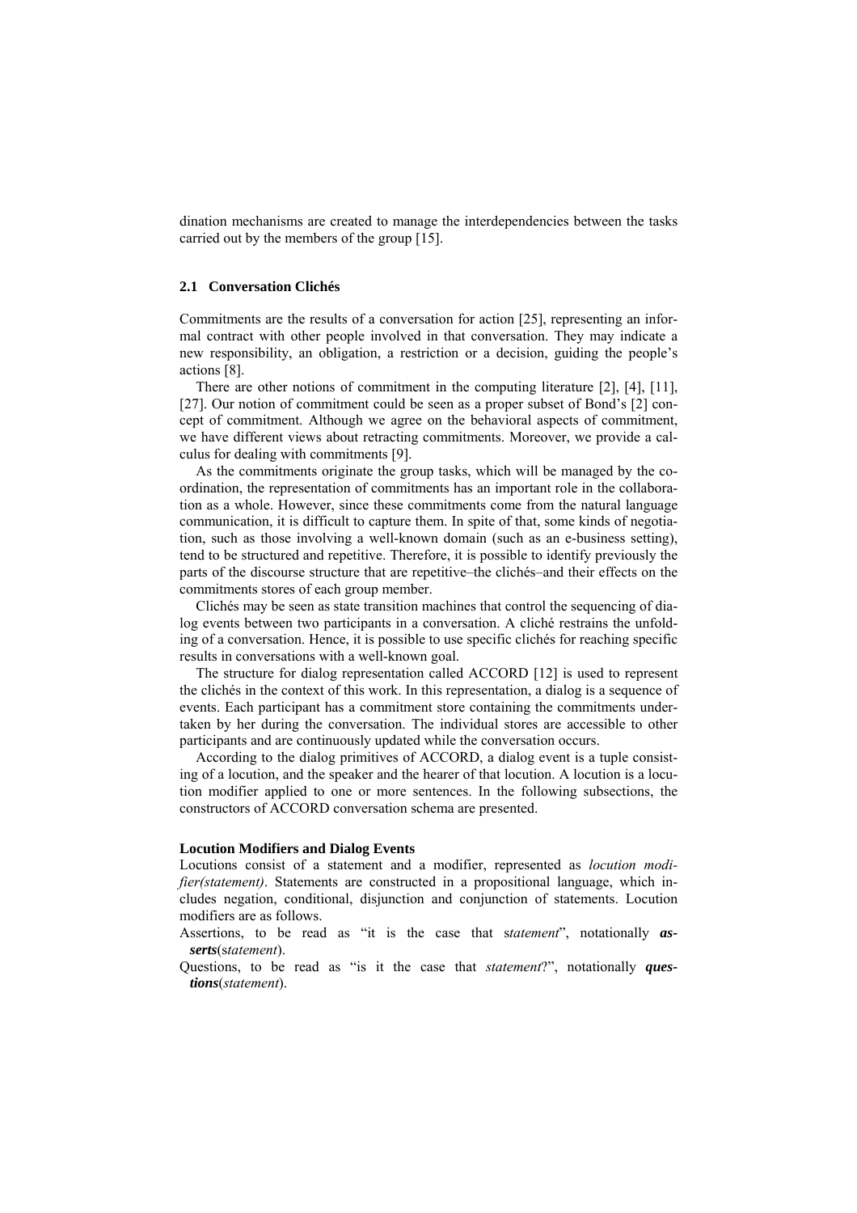dination mechanisms are created to manage the interdependencies between the tasks carried out by the members of the group [15].

### 2.1 Conversation Clichés

Commitments are the results of a conversation for action [25], representing an informal contract with other people involved in that conversation. They may indicate a new responsibility, an obligation, a restriction or a decision, guiding the people's actions [8].

There are other notions of commitment in the computing literature [2], [4], [11], [27]. Our notion of commitment could be seen as a proper subset of Bond's [2] concept of commitment. Although we agree on the behavioral aspects of commitment, we have different views about retracting commitments. Moreover, we provide a calculus for dealing with commitments [9].

As the commitments originate the group tasks, which will be managed by the coordination, the representation of commitments has an important role in the collaboration as a whole. However, since these commitments come from the natural language communication, it is difficult to capture them. In spite of that, some kinds of negotiation, such as those involving a well-known domain (such as an e-business setting), tend to be structured and repetitive. Therefore, it is possible to identify previously the parts of the discourse structure that are repetitive–the clichés–and their effects on the commitments stores of each group member.

Clichés may be seen as state transition machines that control the sequencing of dialog events between two participants in a conversation. A cliché restrains the unfolding of a conversation. Hence, it is possible to use specific clichés for reaching specific results in conversations with a well-known goal.

The structure for dialog representation called ACCORD [12] is used to represent the clichés in the context of this work. In this representation, a dialog is a sequence of events. Each participant has a commitment store containing the commitments undertaken by her during the conversation. The individual stores are accessible to other participants and are continuously updated while the conversation occurs.

According to the dialog primitives of ACCORD, a dialog event is a tuple consisting of a location, and the speaker and the hearer of that location. A location is a location modifier applied to one or more sentences. In the following subsections, the constructors of ACCORD conversation schema are presented.

**Locution Modifiers and Dialog Events**

Locutions consist of a statement and a modifier, represented as *locution modifier(statement)*. Statements are constructed in a propositional language, which includes negation, conditional, disjunction and conjunction of statements. Locution modifiers are as follows.

Assertions, to be read as "it is the case that s*tatement*", notationally ***asserts***(s*tatement*).

Questions, to be read as "is it the case that *statement*?", notationally ***questions***(*statement*).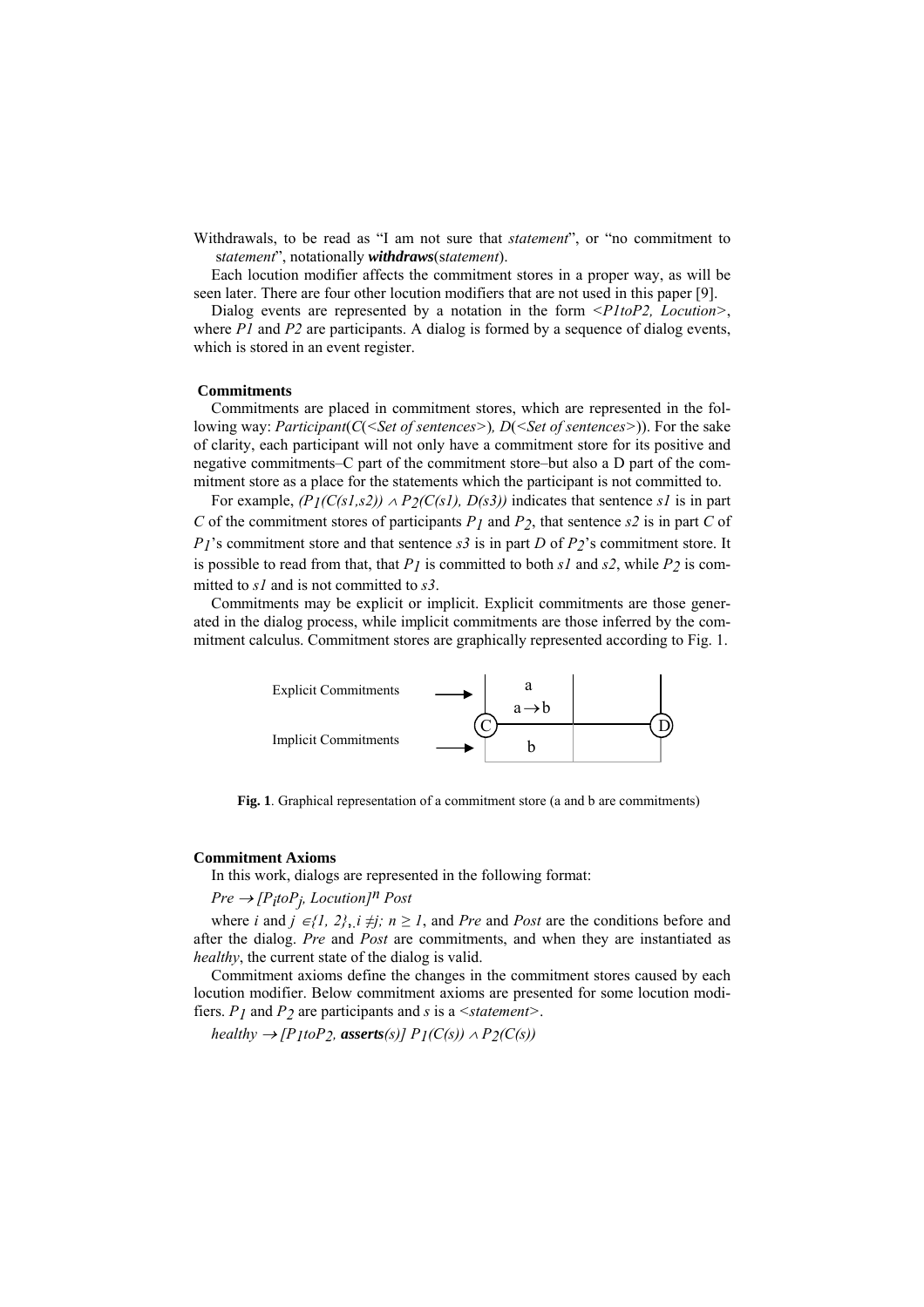Withdrawals, to be read as "I am not sure that *statement*", or "no commitment to *statement*", notationally ***withdraws***(*statement*).

Each locution modifier affects the commitment stores in a proper way, as will be seen later. There are four other locution modifiers that are not used in this paper [9].

Dialog events are represented by a notation in the form *<P1toP2, Locution>*, where *P1* and *P2* are participants. A dialog is formed by a sequence of dialog events, which is stored in an event register.

**Commitments**

Commitments are placed in commitment stores, which are represented in the following way: *Participant*(*C*(*<Set of sentences>*)*, D*(*<Set of sentences>*)). For the sake of clarity, each participant will not only have a commitment store for its positive and negative commitments–C part of the commitment store–but also a D part of the commitment store as a place for the statements which the participant is not committed to.

For example, $(P_1(C(s1,s2)) \wedge P_2(C(s1), D(s3))$ indicates that sentence *s1* is in part *C* of the commitment stores of participants $P_1$ and $P_2$, that sentence *s2* is in part *C* of $P_1$'s commitment store and that sentence *s3* is in part *D* of $P_2$'s commitment store. It is possible to read from that, that $P_1$ is committed to both *s1* and *s2*, while $P_2$ is committed to *s1* and is not committed to *s3*.

Commitments may be explicit or implicit. Explicit commitments are those generated in the dialog process, while implicit commitments are those inferred by the commitment calculus. Commitment stores are graphically represented according to Fig. 1.

| | C | D |
|---|---|---|
| Explicit Commitments → | a<br>$a \rightarrow b$ | |
| Implicit Commitments → | b | |

**Fig. 1**. Graphical representation of a commitment store (a and b are commitments)

**Commitment Axioms**

In this work, dialogs are represented in the following format:

$Pre \rightarrow [P_i toP_j, Locution]^n\ Post$

where *i* and $j \in \{1, 2\}, i \neq j;\ n \geq 1$, and *Pre* and *Post* are the conditions before and after the dialog. *Pre* and *Post* are commitments, and when they are instantiated as *healthy*, the current state of the dialog is valid.

Commitment axioms define the changes in the commitment stores caused by each locution modifier. Below commitment axioms are presented for some locution modifiers. $P_1$ and $P_2$ are participants and *s* is a *<statement>*.

$healthy \rightarrow [P_1 toP_2, \textbf{asserts}(s)]\ P_1(C(s)) \wedge P_2(C(s))$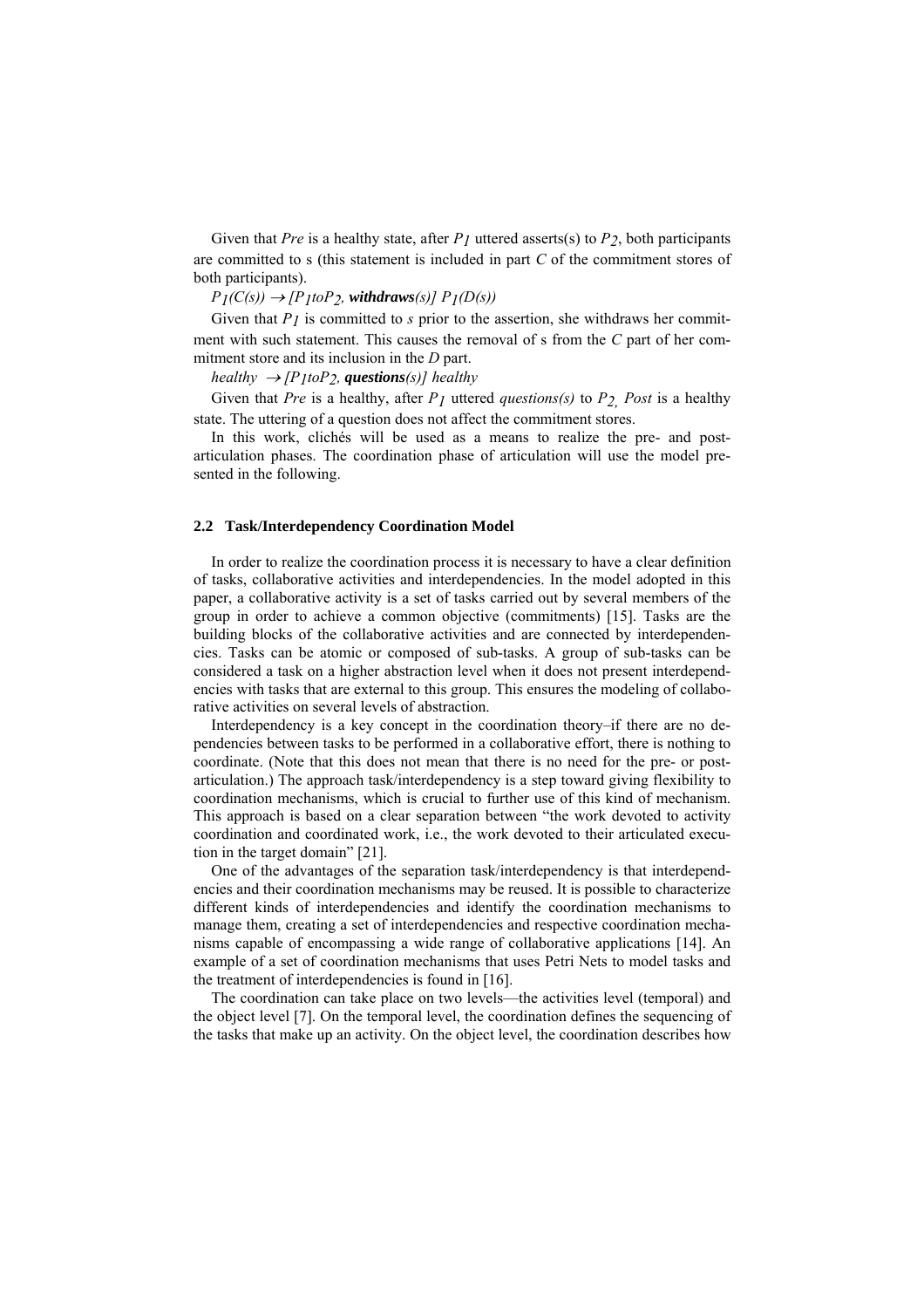Given that *Pre* is a healthy state, after $P_1$ uttered asserts(s) to $P_2$, both participants are committed to s (this statement is included in part *C* of the commitment stores of both participants).

$P_1(C(s)) \rightarrow [P_1 to P_2,$ ***withdraws***$(s)]\ P_1(D(s))$

Given that $P_1$ is committed to *s* prior to the assertion, she withdraws her commitment with such statement. This causes the removal of s from the *C* part of her commitment store and its inclusion in the *D* part.

*healthy* $\rightarrow [P_1 to P_2,$ ***questions***$(s)]$ *healthy*

Given that *Pre* is a healthy, after $P_1$ uttered *questions(s)* to $P_2$, *Post* is a healthy state. The uttering of a question does not affect the commitment stores.

In this work, clichés will be used as a means to realize the pre- and post-articulation phases. The coordination phase of articulation will use the model presented in the following.

### 2.2 Task/Interdependency Coordination Model

In order to realize the coordination process it is necessary to have a clear definition of tasks, collaborative activities and interdependencies. In the model adopted in this paper, a collaborative activity is a set of tasks carried out by several members of the group in order to achieve a common objective (commitments) [15]. Tasks are the building blocks of the collaborative activities and are connected by interdependencies. Tasks can be atomic or composed of sub-tasks. A group of sub-tasks can be considered a task on a higher abstraction level when it does not present interdependencies with tasks that are external to this group. This ensures the modeling of collaborative activities on several levels of abstraction.

Interdependency is a key concept in the coordination theory–if there are no dependencies between tasks to be performed in a collaborative effort, there is nothing to coordinate. (Note that this does not mean that there is no need for the pre- or post-articulation.) The approach task/interdependency is a step toward giving flexibility to coordination mechanisms, which is crucial to further use of this kind of mechanism. This approach is based on a clear separation between "the work devoted to activity coordination and coordinated work, i.e., the work devoted to their articulated execution in the target domain" [21].

One of the advantages of the separation task/interdependency is that interdependencies and their coordination mechanisms may be reused. It is possible to characterize different kinds of interdependencies and identify the coordination mechanisms to manage them, creating a set of interdependencies and respective coordination mechanisms capable of encompassing a wide range of collaborative applications [14]. An example of a set of coordination mechanisms that uses Petri Nets to model tasks and the treatment of interdependencies is found in [16].

The coordination can take place on two levels—the activities level (temporal) and the object level [7]. On the temporal level, the coordination defines the sequencing of the tasks that make up an activity. On the object level, the coordination describes how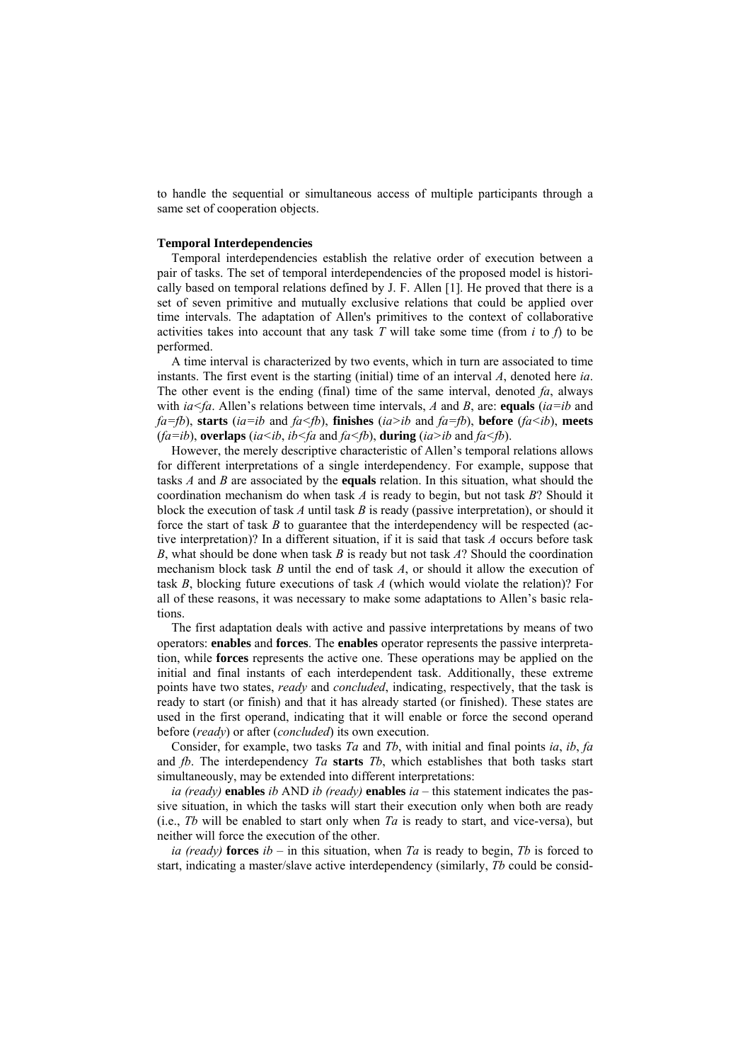to handle the sequential or simultaneous access of multiple participants through a same set of cooperation objects.

**Temporal Interdependencies**

Temporal interdependencies establish the relative order of execution between a pair of tasks. The set of temporal interdependencies of the proposed model is historically based on temporal relations defined by J. F. Allen [1]. He proved that there is a set of seven primitive and mutually exclusive relations that could be applied over time intervals. The adaptation of Allen's primitives to the context of collaborative activities takes into account that any task *T* will take some time (from *i* to *f*) to be performed.

A time interval is characterized by two events, which in turn are associated to time instants. The first event is the starting (initial) time of an interval *A*, denoted here *ia*. The other event is the ending (final) time of the same interval, denoted *fa*, always with $ia<fa$. Allen's relations between time intervals, *A* and *B*, are: **equals** ($ia=ib$ and $fa=fb$), **starts** ($ia=ib$ and $fa<fb$), **finishes** ($ia>ib$ and $fa=fb$), **before** ($fa<ib$), **meets** ($fa=ib$), **overlaps** ($ia<ib$, $ib<fa$ and $fa<fb$), **during** ($ia>ib$ and $fa<fb$).

However, the merely descriptive characteristic of Allen's temporal relations allows for different interpretations of a single interdependency. For example, suppose that tasks *A* and *B* are associated by the **equals** relation. In this situation, what should the coordination mechanism do when task *A* is ready to begin, but not task *B*? Should it block the execution of task *A* until task *B* is ready (passive interpretation), or should it force the start of task *B* to guarantee that the interdependency will be respected (active interpretation)? In a different situation, if it is said that task *A* occurs before task *B*, what should be done when task *B* is ready but not task *A*? Should the coordination mechanism block task *B* until the end of task *A*, or should it allow the execution of task *B*, blocking future executions of task *A* (which would violate the relation)? For all of these reasons, it was necessary to make some adaptations to Allen's basic relations.

The first adaptation deals with active and passive interpretations by means of two operators: **enables** and **forces**. The **enables** operator represents the passive interpretation, while **forces** represents the active one. These operations may be applied on the initial and final instants of each interdependent task. Additionally, these extreme points have two states, *ready* and *concluded*, indicating, respectively, that the task is ready to start (or finish) and that it has already started (or finished). These states are used in the first operand, indicating that it will enable or force the second operand before (*ready*) or after (*concluded*) its own execution.

Consider, for example, two tasks *Ta* and *Tb*, with initial and final points *ia*, *ib*, *fa* and *fb*. The interdependency *Ta* **starts** *Tb*, which establishes that both tasks start simultaneously, may be extended into different interpretations:

*ia (ready)* **enables** *ib* AND *ib (ready)* **enables** *ia* – this statement indicates the passive situation, in which the tasks will start their execution only when both are ready (i.e., *Tb* will be enabled to start only when *Ta* is ready to start, and vice-versa), but neither will force the execution of the other.

*ia (ready)* **forces** *ib* – in this situation, when *Ta* is ready to begin, *Tb* is forced to start, indicating a master/slave active interdependency (similarly, *Tb* could be consid-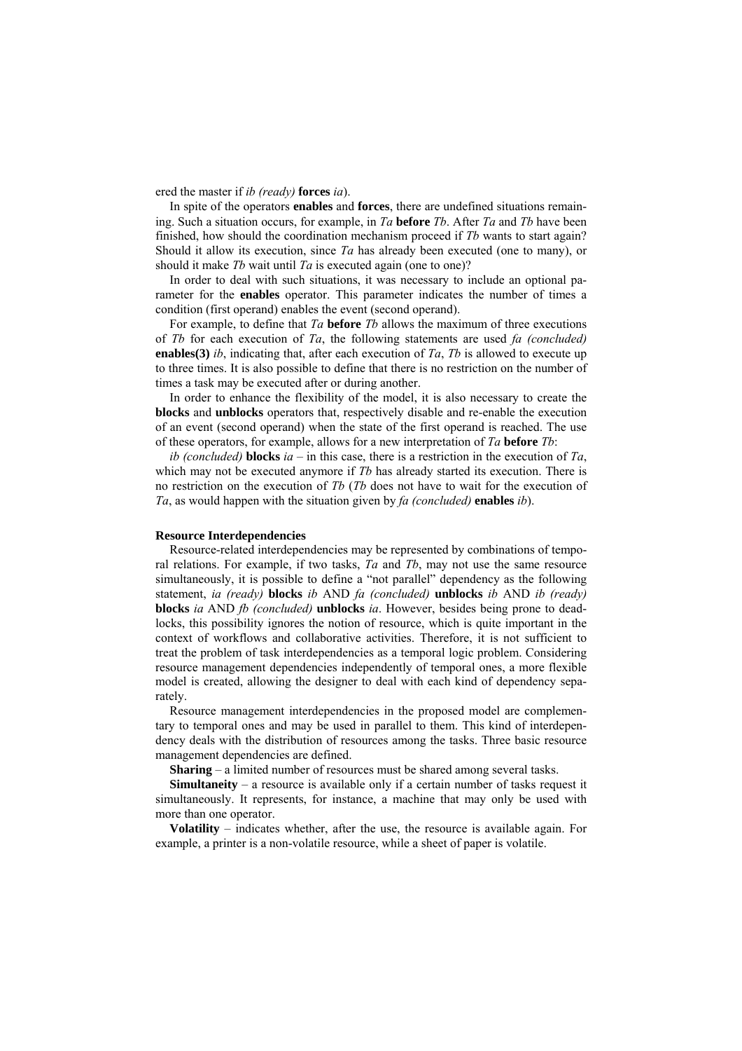ered the master if *ib (ready)* **forces** *ia*).

In spite of the operators **enables** and **forces**, there are undefined situations remaining. Such a situation occurs, for example, in *Ta* **before** *Tb*. After *Ta* and *Tb* have been finished, how should the coordination mechanism proceed if *Tb* wants to start again? Should it allow its execution, since *Ta* has already been executed (one to many), or should it make *Tb* wait until *Ta* is executed again (one to one)?

In order to deal with such situations, it was necessary to include an optional parameter for the **enables** operator. This parameter indicates the number of times a condition (first operand) enables the event (second operand).

For example, to define that *Ta* **before** *Tb* allows the maximum of three executions of *Tb* for each execution of *Ta*, the following statements are used *fa (concluded)* **enables(3)** *ib*, indicating that, after each execution of *Ta*, *Tb* is allowed to execute up to three times. It is also possible to define that there is no restriction on the number of times a task may be executed after or during another.

In order to enhance the flexibility of the model, it is also necessary to create the **blocks** and **unblocks** operators that, respectively disable and re-enable the execution of an event (second operand) when the state of the first operand is reached. The use of these operators, for example, allows for a new interpretation of *Ta* **before** *Tb*:

*ib (concluded)* **blocks** *ia* – in this case, there is a restriction in the execution of *Ta*, which may not be executed anymore if *Tb* has already started its execution. There is no restriction on the execution of *Tb* (*Tb* does not have to wait for the execution of *Ta*, as would happen with the situation given by *fa (concluded)* **enables** *ib*).

**Resource Interdependencies**

Resource-related interdependencies may be represented by combinations of temporal relations. For example, if two tasks, *Ta* and *Tb*, may not use the same resource simultaneously, it is possible to define a "not parallel" dependency as the following statement, *ia (ready)* **blocks** *ib* AND *fa (concluded)* **unblocks** *ib* AND *ib (ready)* **blocks** *ia* AND *fb (concluded)* **unblocks** *ia*. However, besides being prone to deadlocks, this possibility ignores the notion of resource, which is quite important in the context of workflows and collaborative activities. Therefore, it is not sufficient to treat the problem of task interdependencies as a temporal logic problem. Considering resource management dependencies independently of temporal ones, a more flexible model is created, allowing the designer to deal with each kind of dependency separately.

Resource management interdependencies in the proposed model are complementary to temporal ones and may be used in parallel to them. This kind of interdependency deals with the distribution of resources among the tasks. Three basic resource management dependencies are defined.

**Sharing** – a limited number of resources must be shared among several tasks.

**Simultaneity** – a resource is available only if a certain number of tasks request it simultaneously. It represents, for instance, a machine that may only be used with more than one operator.

**Volatility** – indicates whether, after the use, the resource is available again. For example, a printer is a non-volatile resource, while a sheet of paper is volatile.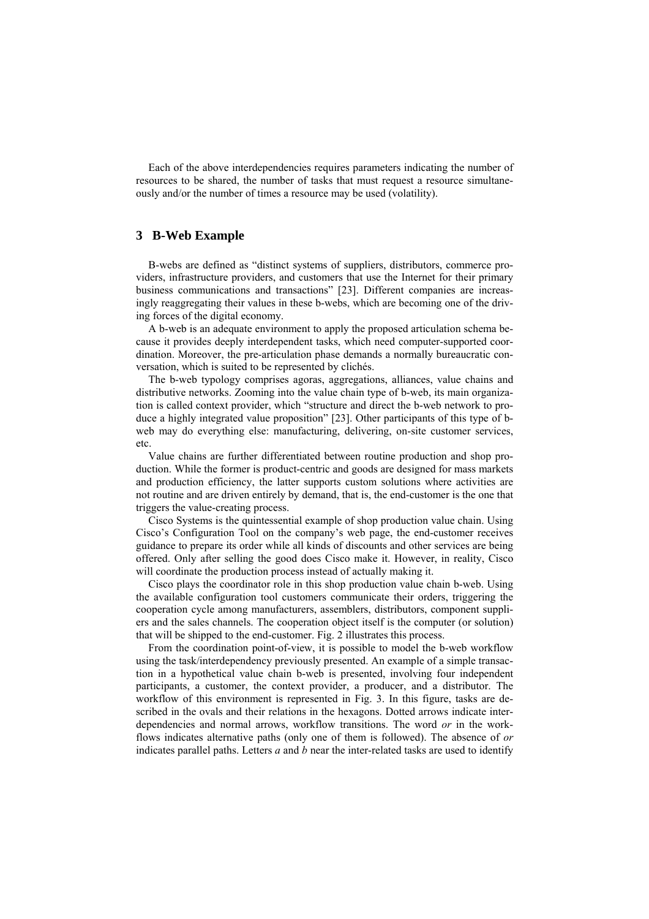Each of the above interdependencies requires parameters indicating the number of resources to be shared, the number of tasks that must request a resource simultaneously and/or the number of times a resource may be used (volatility).

## 3 B-Web Example

B-webs are defined as "distinct systems of suppliers, distributors, commerce providers, infrastructure providers, and customers that use the Internet for their primary business communications and transactions" [23]. Different companies are increasingly reaggregating their values in these b-webs, which are becoming one of the driving forces of the digital economy.

A b-web is an adequate environment to apply the proposed articulation schema because it provides deeply interdependent tasks, which need computer-supported coordination. Moreover, the pre-articulation phase demands a normally bureaucratic conversation, which is suited to be represented by clichés.

The b-web typology comprises agoras, aggregations, alliances, value chains and distributive networks. Zooming into the value chain type of b-web, its main organization is called context provider, which "structure and direct the b-web network to produce a highly integrated value proposition" [23]. Other participants of this type of b-web may do everything else: manufacturing, delivering, on-site customer services, etc.

Value chains are further differentiated between routine production and shop production. While the former is product-centric and goods are designed for mass markets and production efficiency, the latter supports custom solutions where activities are not routine and are driven entirely by demand, that is, the end-customer is the one that triggers the value-creating process.

Cisco Systems is the quintessential example of shop production value chain. Using Cisco's Configuration Tool on the company's web page, the end-customer receives guidance to prepare its order while all kinds of discounts and other services are being offered. Only after selling the good does Cisco make it. However, in reality, Cisco will coordinate the production process instead of actually making it.

Cisco plays the coordinator role in this shop production value chain b-web. Using the available configuration tool customers communicate their orders, triggering the cooperation cycle among manufacturers, assemblers, distributors, component suppliers and the sales channels. The cooperation object itself is the computer (or solution) that will be shipped to the end-customer. Fig. 2 illustrates this process.

From the coordination point-of-view, it is possible to model the b-web workflow using the task/interdependency previously presented. An example of a simple transaction in a hypothetical value chain b-web is presented, involving four independent participants, a customer, the context provider, a producer, and a distributor. The workflow of this environment is represented in Fig. 3. In this figure, tasks are described in the ovals and their relations in the hexagons. Dotted arrows indicate interdependencies and normal arrows, workflow transitions. The word *or* in the workflows indicates alternative paths (only one of them is followed). The absence of *or* indicates parallel paths. Letters *a* and *b* near the inter-related tasks are used to identify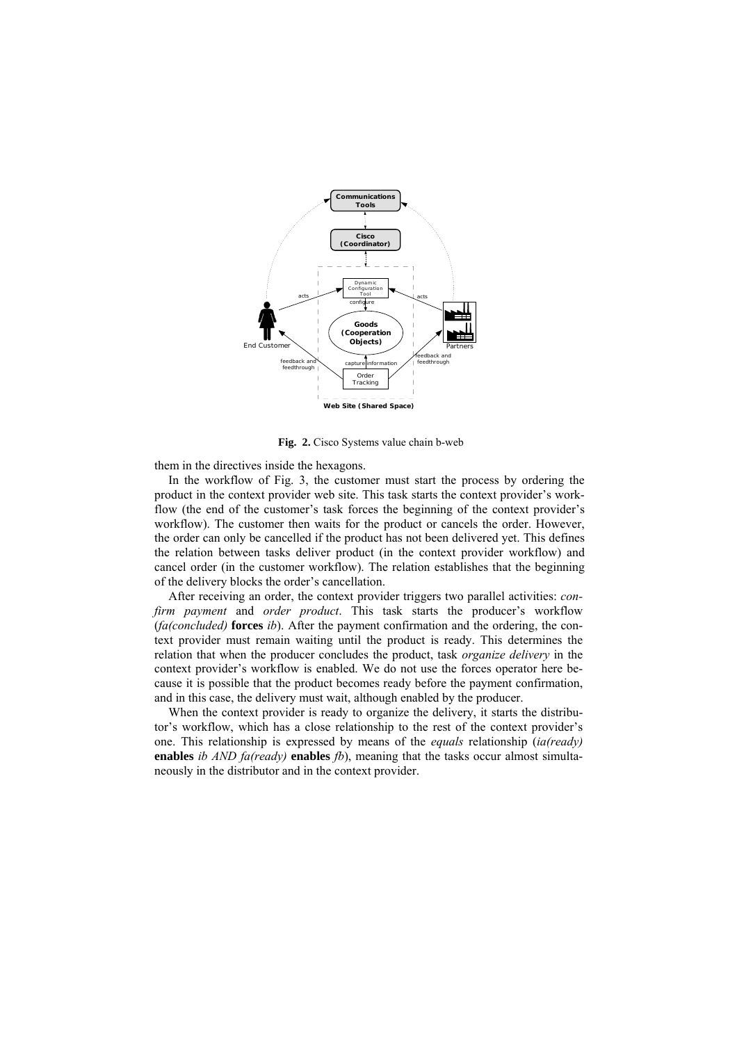Communications Tools

Cisco (Coordinator)

Dynamic Configuration Tool

configure

Goods (Cooperation Objects)

capture information

Order Tracking

Web Site (Shared Space)

End Customer

Partners

acts

acts

feedback and feedthrough

feedback and feedthrough

**Fig. 2.** Cisco Systems value chain b-web

them in the directives inside the hexagons.

In the workflow of Fig. 3, the customer must start the process by ordering the product in the context provider web site. This task starts the context provider's workflow (the end of the customer's task forces the beginning of the context provider's workflow). The customer then waits for the product or cancels the order. However, the order can only be cancelled if the product has not been delivered yet. This defines the relation between tasks deliver product (in the context provider workflow) and cancel order (in the customer workflow). The relation establishes that the beginning of the delivery blocks the order's cancellation.

After receiving an order, the context provider triggers two parallel activities: *confirm payment* and *order product*. This task starts the producer's workflow (*fa(concluded)* **forces** *ib*). After the payment confirmation and the ordering, the context provider must remain waiting until the product is ready. This determines the relation that when the producer concludes the product, task *organize delivery* in the context provider's workflow is enabled. We do not use the forces operator here because it is possible that the product becomes ready before the payment confirmation, and in this case, the delivery must wait, although enabled by the producer.

When the context provider is ready to organize the delivery, it starts the distributor's workflow, which has a close relationship to the rest of the context provider's one. This relationship is expressed by means of the *equals* relationship (*ia(ready)* **enables** *ib AND fa(ready)* **enables** *fb*), meaning that the tasks occur almost simultaneously in the distributor and in the context provider.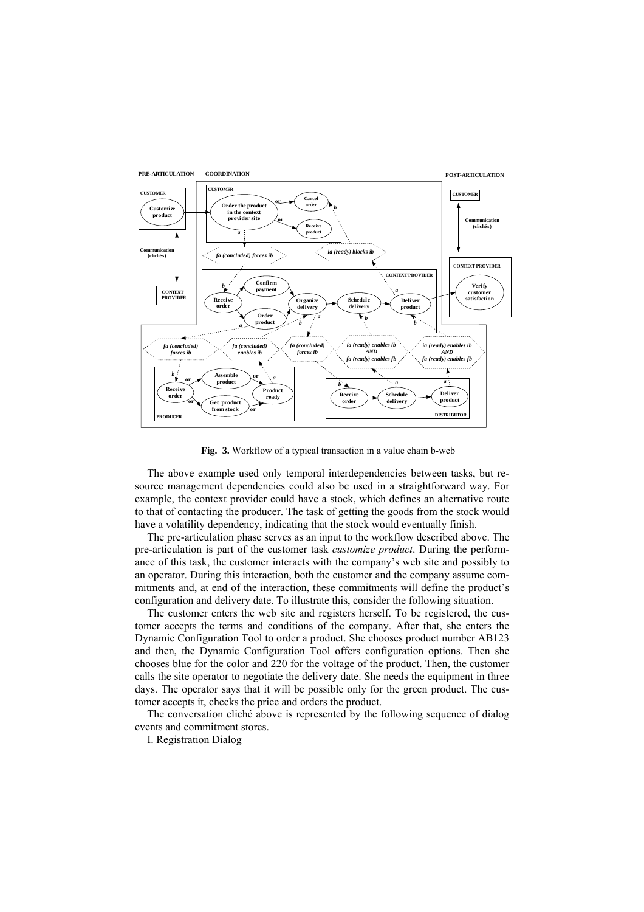PRE-ARTICULATION

COORDINATION

POST-ARTICULATION

CUSTOMER

Customize product

CUSTOMER

Order the product in the context provider site

or

Cancel order

or

Receive product

a

b

Communication (clichés)

CONTEXT PROVIDER

fa (concluded) forces ib

ia (ready) blocks ib

CUSTOMER

Communication (clichés)

CONTEXT PROVIDER

Verify customer satisfaction

CONTEXT PROVIDER

b

Receive order

Confirm payment

Order product

a

Organize delivery

a

b

Schedule delivery

b

Deliver product

a

b

fa (concluded) forces ib

fa (concluded) enables ib

fa (concluded) forces ib

ia (ready) enables ib AND fa (ready) enables fb

ia (ready) enables ib AND fa (ready) enables fb

b

Receive order

or

Assemble product

or

or

Get product from stock

or

a

Product ready

PRODUCER

b

Receive order

a

Schedule delivery

a

Deliver product

DISTRIBUTOR

**Fig. 3.** Workflow of a typical transaction in a value chain b-web

The above example used only temporal interdependencies between tasks, but resource management dependencies could also be used in a straightforward way. For example, the context provider could have a stock, which defines an alternative route to that of contacting the producer. The task of getting the goods from the stock would have a volatility dependency, indicating that the stock would eventually finish.

The pre-articulation phase serves as an input to the workflow described above. The pre-articulation is part of the customer task *customize product*. During the performance of this task, the customer interacts with the company's web site and possibly to an operator. During this interaction, both the customer and the company assume commitments and, at end of the interaction, these commitments will define the product's configuration and delivery date. To illustrate this, consider the following situation.

The customer enters the web site and registers herself. To be registered, the customer accepts the terms and conditions of the company. After that, she enters the Dynamic Configuration Tool to order a product. She chooses product number AB123 and then, the Dynamic Configuration Tool offers configuration options. Then she chooses blue for the color and 220 for the voltage of the product. Then, the customer calls the site operator to negotiate the delivery date. She needs the equipment in three days. The operator says that it will be possible only for the green product. The customer accepts it, checks the price and orders the product.

The conversation cliché above is represented by the following sequence of dialog events and commitment stores.

I. Registration Dialog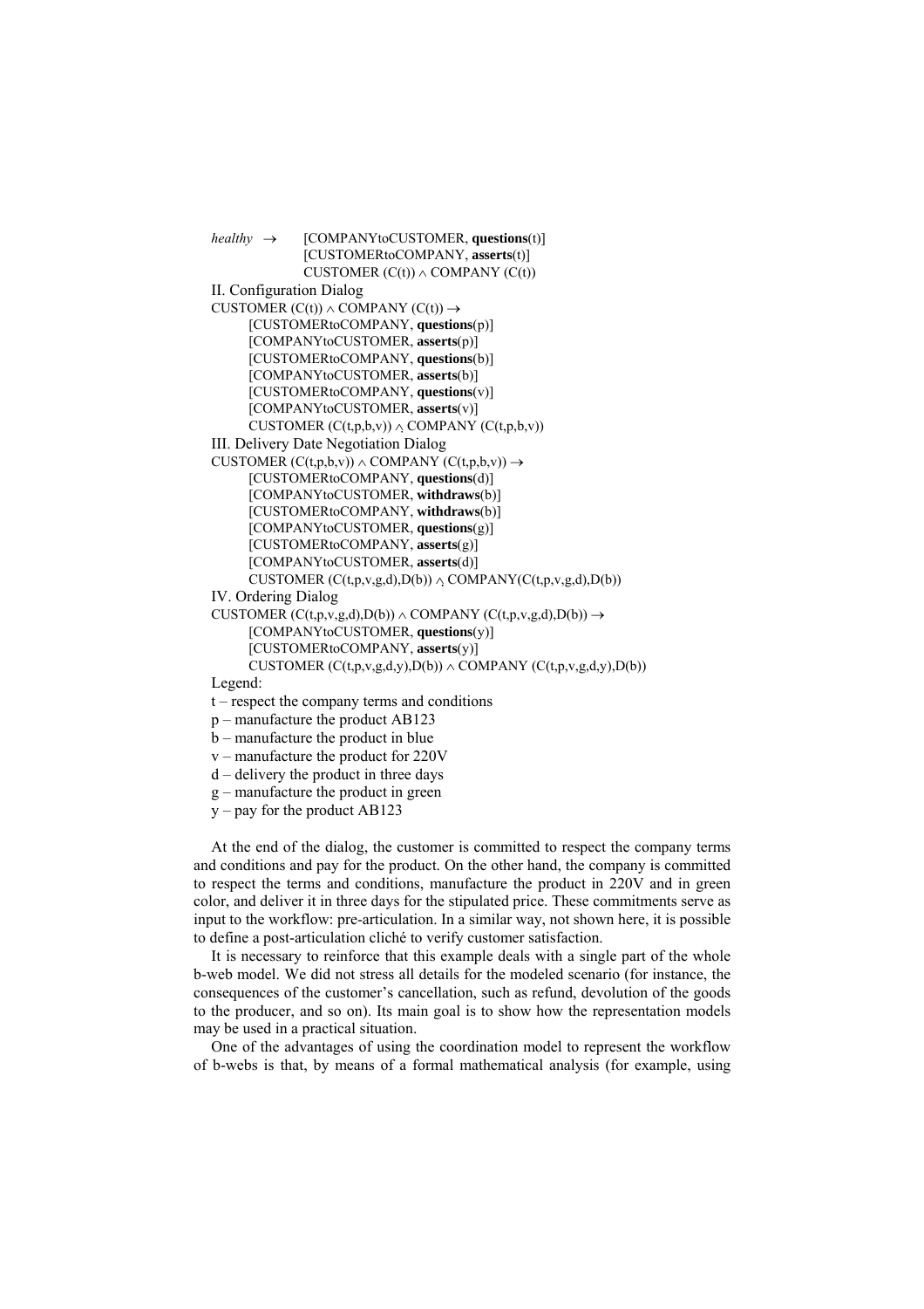*healthy* $\rightarrow$ [COMPANYtoCUSTOMER, **questions**(t)]
[CUSTOMERtoCOMPANY, **asserts**(t)]
CUSTOMER (C(t)) $\wedge$ COMPANY (C(t))

II. Configuration Dialog

CUSTOMER (C(t)) $\wedge$ COMPANY (C(t)) $\rightarrow$
[CUSTOMERtoCOMPANY, **questions**(p)]
[COMPANYtoCUSTOMER, **asserts**(p)]
[CUSTOMERtoCOMPANY, **questions**(b)]
[COMPANYtoCUSTOMER, **asserts**(b)]
[CUSTOMERtoCOMPANY, **questions**(v)]
[COMPANYtoCUSTOMER, **asserts**(v)]
CUSTOMER (C(t,p,b,v)) $\wedge$ COMPANY (C(t,p,b,v))

III. Delivery Date Negotiation Dialog

CUSTOMER (C(t,p,b,v)) $\wedge$ COMPANY (C(t,p,b,v)) $\rightarrow$
[CUSTOMERtoCOMPANY, **questions**(d)]
[COMPANYtoCUSTOMER, **withdraws**(b)]
[CUSTOMERtoCOMPANY, **withdraws**(b)]
[COMPANYtoCUSTOMER, **questions**(g)]
[CUSTOMERtoCOMPANY, **asserts**(g)]
[COMPANYtoCUSTOMER, **asserts**(d)]
CUSTOMER (C(t,p,v,g,d),D(b)) $\wedge$ COMPANY(C(t,p,v,g,d),D(b))

IV. Ordering Dialog

CUSTOMER (C(t,p,v,g,d),D(b)) $\wedge$ COMPANY (C(t,p,v,g,d),D(b)) $\rightarrow$
[COMPANYtoCUSTOMER, **questions**(y)]
[CUSTOMERtoCOMPANY, **asserts**(y)]
CUSTOMER (C(t,p,v,g,d,y),D(b)) $\wedge$ COMPANY (C(t,p,v,g,d,y),D(b))

Legend:

t – respect the company terms and conditions
p – manufacture the product AB123
b – manufacture the product in blue
v – manufacture the product for 220V
d – delivery the product in three days
g – manufacture the product in green
y – pay for the product AB123

At the end of the dialog, the customer is committed to respect the company terms and conditions and pay for the product. On the other hand, the company is committed to respect the terms and conditions, manufacture the product in 220V and in green color, and deliver it in three days for the stipulated price. These commitments serve as input to the workflow: pre-articulation. In a similar way, not shown here, it is possible to define a post-articulation cliché to verify customer satisfaction.

It is necessary to reinforce that this example deals with a single part of the whole b-web model. We did not stress all details for the modeled scenario (for instance, the consequences of the customer's cancellation, such as refund, devolution of the goods to the producer, and so on). Its main goal is to show how the representation models may be used in a practical situation.

One of the advantages of using the coordination model to represent the workflow of b-webs is that, by means of a formal mathematical analysis (for example, using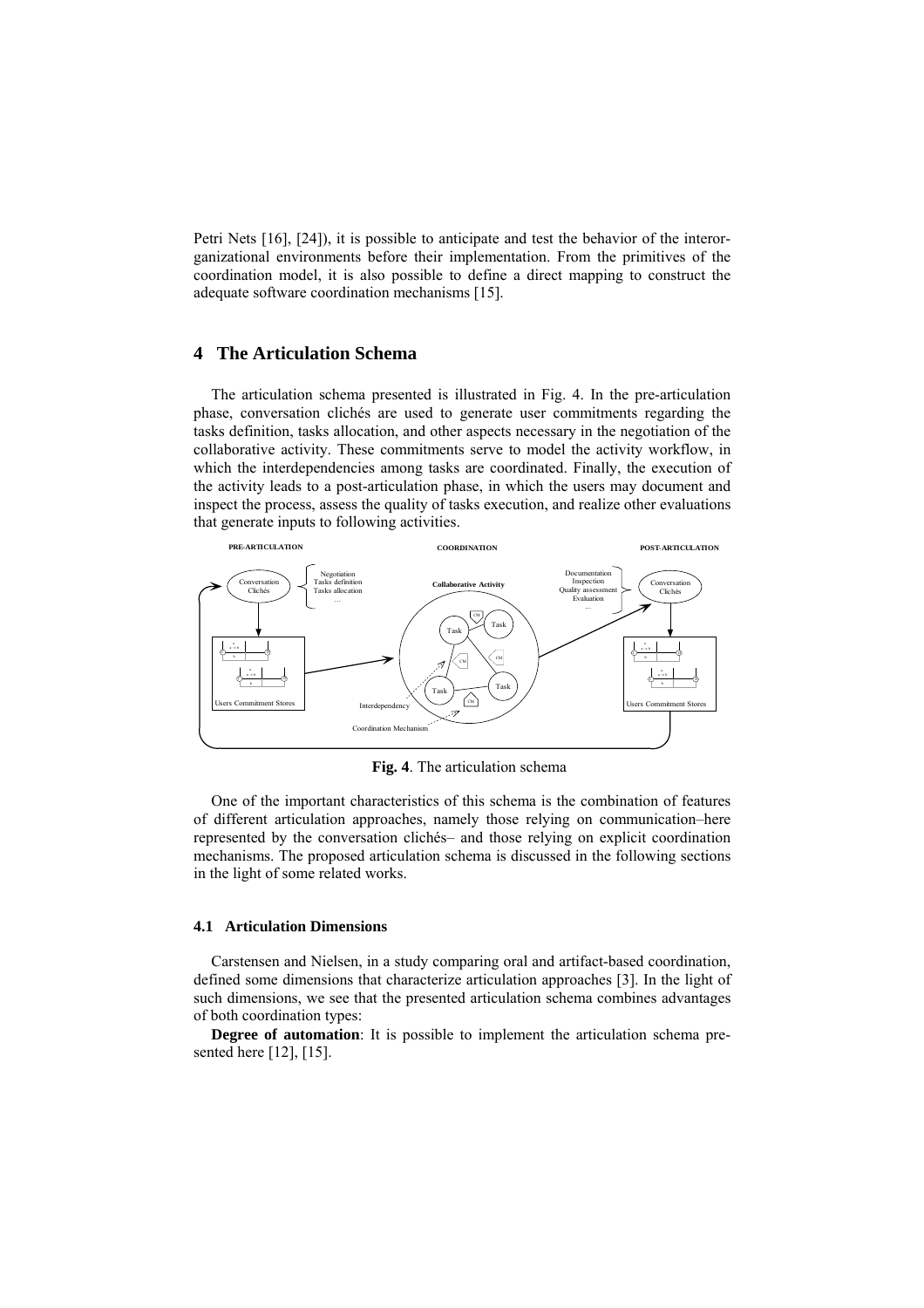Petri Nets [16], [24]), it is possible to anticipate and test the behavior of the interorganizational environments before their implementation. From the primitives of the coordination model, it is also possible to define a direct mapping to construct the adequate software coordination mechanisms [15].

## 4 The Articulation Schema

The articulation schema presented is illustrated in Fig. 4. In the pre-articulation phase, conversation clichés are used to generate user commitments regarding the tasks definition, tasks allocation, and other aspects necessary in the negotiation of the collaborative activity. These commitments serve to model the activity workflow, in which the interdependencies among tasks are coordinated. Finally, the execution of the activity leads to a post-articulation phase, in which the users may document and inspect the process, assess the quality of tasks execution, and realize other evaluations that generate inputs to following activities.

**Fig. 4**. The articulation schema

One of the important characteristics of this schema is the combination of features of different articulation approaches, namely those relying on communication–here represented by the conversation clichés– and those relying on explicit coordination mechanisms. The proposed articulation schema is discussed in the following sections in the light of some related works.

### 4.1 Articulation Dimensions

Carstensen and Nielsen, in a study comparing oral and artifact-based coordination, defined some dimensions that characterize articulation approaches [3]. In the light of such dimensions, we see that the presented articulation schema combines advantages of both coordination types:

**Degree of automation**: It is possible to implement the articulation schema presented here [12], [15].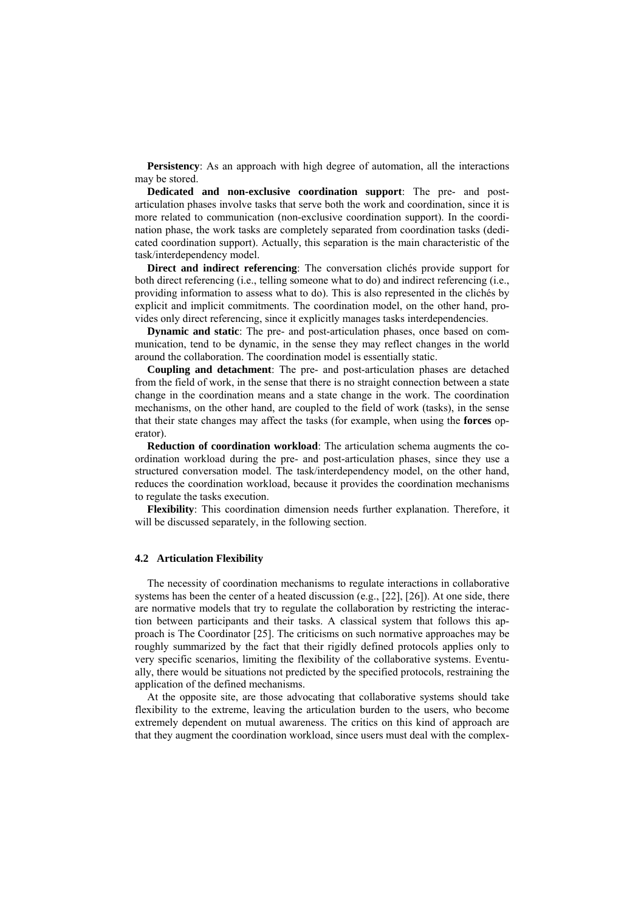**Persistency**: As an approach with high degree of automation, all the interactions may be stored.

**Dedicated and non-exclusive coordination support**: The pre- and post-articulation phases involve tasks that serve both the work and coordination, since it is more related to communication (non-exclusive coordination support). In the coordination phase, the work tasks are completely separated from coordination tasks (dedicated coordination support). Actually, this separation is the main characteristic of the task/interdependency model.

**Direct and indirect referencing**: The conversation clichés provide support for both direct referencing (i.e., telling someone what to do) and indirect referencing (i.e., providing information to assess what to do). This is also represented in the clichés by explicit and implicit commitments. The coordination model, on the other hand, provides only direct referencing, since it explicitly manages tasks interdependencies.

**Dynamic and static**: The pre- and post-articulation phases, once based on communication, tend to be dynamic, in the sense they may reflect changes in the world around the collaboration. The coordination model is essentially static.

**Coupling and detachment**: The pre- and post-articulation phases are detached from the field of work, in the sense that there is no straight connection between a state change in the coordination means and a state change in the work. The coordination mechanisms, on the other hand, are coupled to the field of work (tasks), in the sense that their state changes may affect the tasks (for example, when using the **forces** operator).

**Reduction of coordination workload**: The articulation schema augments the coordination workload during the pre- and post-articulation phases, since they use a structured conversation model. The task/interdependency model, on the other hand, reduces the coordination workload, because it provides the coordination mechanisms to regulate the tasks execution.

**Flexibility**: This coordination dimension needs further explanation. Therefore, it will be discussed separately, in the following section.

### 4.2 Articulation Flexibility

The necessity of coordination mechanisms to regulate interactions in collaborative systems has been the center of a heated discussion (e.g., [22], [26]). At one side, there are normative models that try to regulate the collaboration by restricting the interaction between participants and their tasks. A classical system that follows this approach is The Coordinator [25]. The criticisms on such normative approaches may be roughly summarized by the fact that their rigidly defined protocols applies only to very specific scenarios, limiting the flexibility of the collaborative systems. Eventually, there would be situations not predicted by the specified protocols, restraining the application of the defined mechanisms.

At the opposite site, are those advocating that collaborative systems should take flexibility to the extreme, leaving the articulation burden to the users, who become extremely dependent on mutual awareness. The critics on this kind of approach are that they augment the coordination workload, since users must deal with the complex-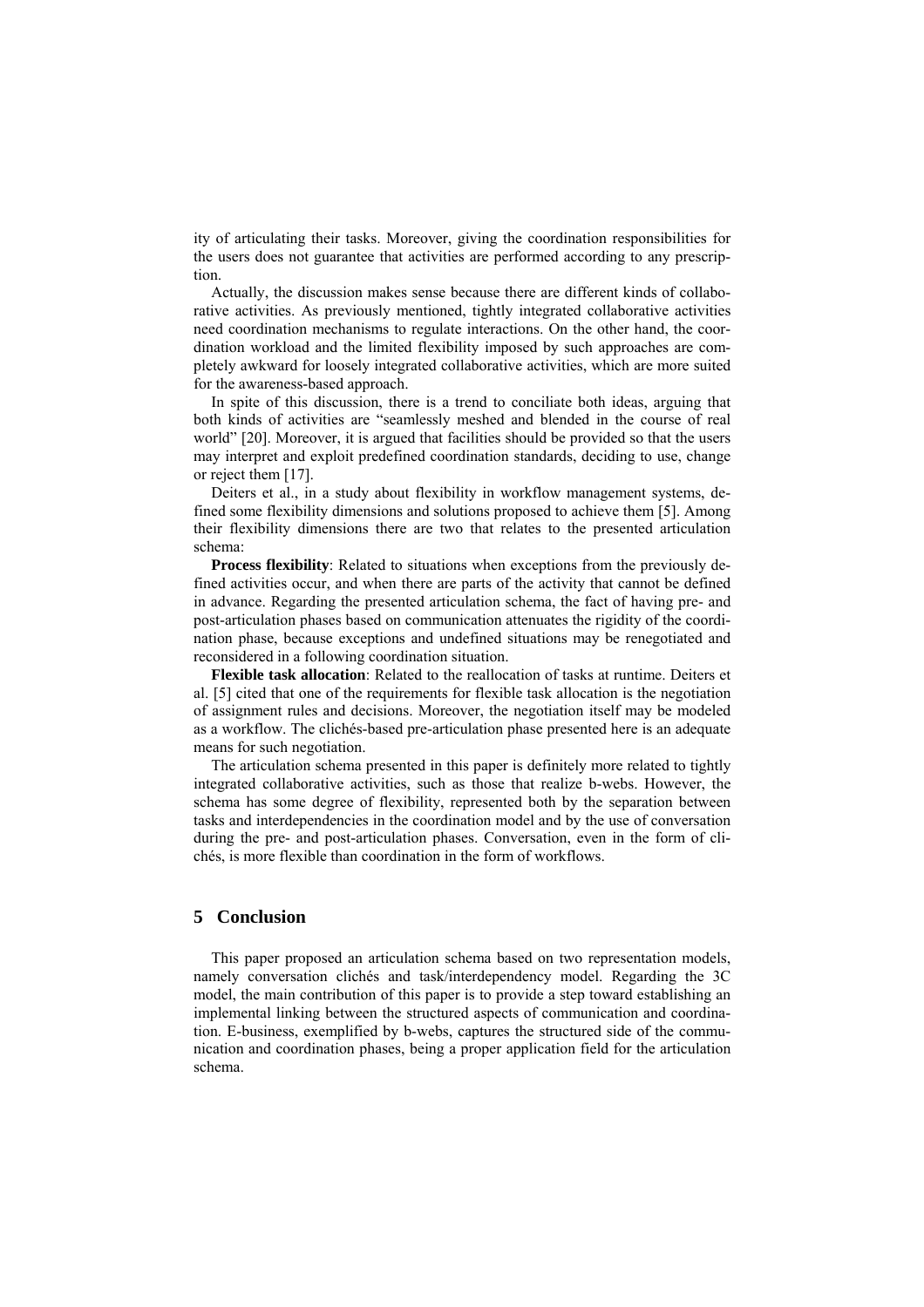ity of articulating their tasks. Moreover, giving the coordination responsibilities for the users does not guarantee that activities are performed according to any prescription.

Actually, the discussion makes sense because there are different kinds of collaborative activities. As previously mentioned, tightly integrated collaborative activities need coordination mechanisms to regulate interactions. On the other hand, the coordination workload and the limited flexibility imposed by such approaches are completely awkward for loosely integrated collaborative activities, which are more suited for the awareness-based approach.

In spite of this discussion, there is a trend to conciliate both ideas, arguing that both kinds of activities are "seamlessly meshed and blended in the course of real world" [20]. Moreover, it is argued that facilities should be provided so that the users may interpret and exploit predefined coordination standards, deciding to use, change or reject them [17].

Deiters et al., in a study about flexibility in workflow management systems, defined some flexibility dimensions and solutions proposed to achieve them [5]. Among their flexibility dimensions there are two that relates to the presented articulation schema:

**Process flexibility**: Related to situations when exceptions from the previously defined activities occur, and when there are parts of the activity that cannot be defined in advance. Regarding the presented articulation schema, the fact of having pre- and post-articulation phases based on communication attenuates the rigidity of the coordination phase, because exceptions and undefined situations may be renegotiated and reconsidered in a following coordination situation.

**Flexible task allocation**: Related to the reallocation of tasks at runtime. Deiters et al. [5] cited that one of the requirements for flexible task allocation is the negotiation of assignment rules and decisions. Moreover, the negotiation itself may be modeled as a workflow. The clichés-based pre-articulation phase presented here is an adequate means for such negotiation.

The articulation schema presented in this paper is definitely more related to tightly integrated collaborative activities, such as those that realize b-webs. However, the schema has some degree of flexibility, represented both by the separation between tasks and interdependencies in the coordination model and by the use of conversation during the pre- and post-articulation phases. Conversation, even in the form of clichés, is more flexible than coordination in the form of workflows.

## 5 Conclusion

This paper proposed an articulation schema based on two representation models, namely conversation clichés and task/interdependency model. Regarding the 3C model, the main contribution of this paper is to provide a step toward establishing an implemental linking between the structured aspects of communication and coordination. E-business, exemplified by b-webs, captures the structured side of the communication and coordination phases, being a proper application field for the articulation schema.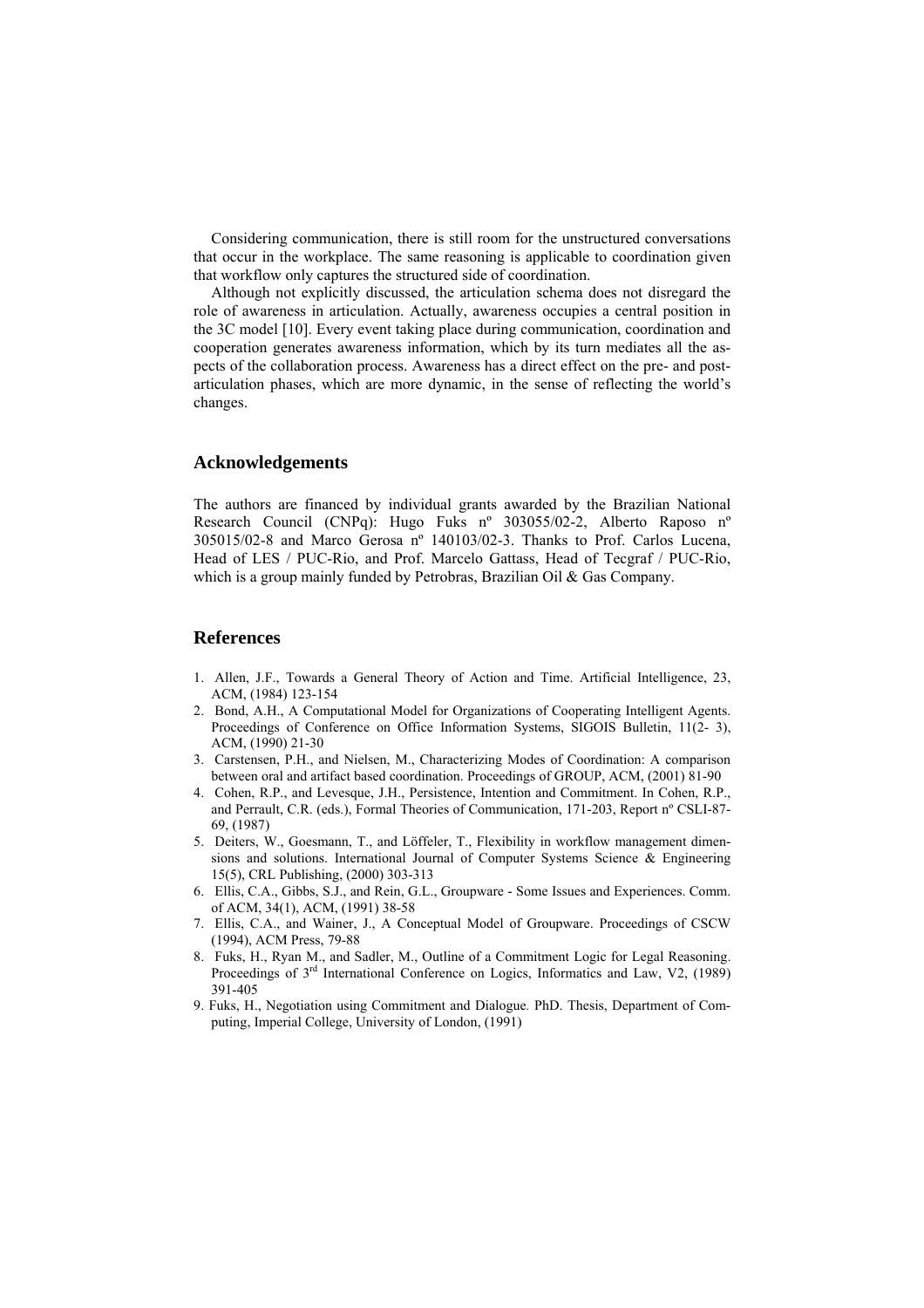Considering communication, there is still room for the unstructured conversations that occur in the workplace. The same reasoning is applicable to coordination given that workflow only captures the structured side of coordination.

Although not explicitly discussed, the articulation schema does not disregard the role of awareness in articulation. Actually, awareness occupies a central position in the 3C model [10]. Every event taking place during communication, coordination and cooperation generates awareness information, which by its turn mediates all the aspects of the collaboration process. Awareness has a direct effect on the pre- and post-articulation phases, which are more dynamic, in the sense of reflecting the world's changes.

## Acknowledgements

The authors are financed by individual grants awarded by the Brazilian National Research Council (CNPq): Hugo Fuks nº 303055/02-2, Alberto Raposo nº 305015/02-8 and Marco Gerosa nº 140103/02-3. Thanks to Prof. Carlos Lucena, Head of LES / PUC-Rio, and Prof. Marcelo Gattass, Head of Tecgraf / PUC-Rio, which is a group mainly funded by Petrobras, Brazilian Oil & Gas Company.

## References

1. Allen, J.F., Towards a General Theory of Action and Time. Artificial Intelligence, 23, ACM, (1984) 123-154
2. Bond, A.H., A Computational Model for Organizations of Cooperating Intelligent Agents. Proceedings of Conference on Office Information Systems, SIGOIS Bulletin, 11(2- 3), ACM, (1990) 21-30
3. Carstensen, P.H., and Nielsen, M., Characterizing Modes of Coordination: A comparison between oral and artifact based coordination. Proceedings of GROUP, ACM, (2001) 81-90
4. Cohen, R.P., and Levesque, J.H., Persistence, Intention and Commitment. In Cohen, R.P., and Perrault, C.R. (eds.), Formal Theories of Communication, 171-203, Report nº CSLI-87-69, (1987)
5. Deiters, W., Goesmann, T., and Löffeler, T., Flexibility in workflow management dimensions and solutions. International Journal of Computer Systems Science & Engineering 15(5), CRL Publishing, (2000) 303-313
6. Ellis, C.A., Gibbs, S.J., and Rein, G.L., Groupware - Some Issues and Experiences. Comm. of ACM, 34(1), ACM, (1991) 38-58
7. Ellis, C.A., and Wainer, J., A Conceptual Model of Groupware. Proceedings of CSCW (1994), ACM Press, 79-88
8. Fuks, H., Ryan M., and Sadler, M., Outline of a Commitment Logic for Legal Reasoning. Proceedings of 3rd International Conference on Logics, Informatics and Law, V2, (1989) 391-405
9. Fuks, H., Negotiation using Commitment and Dialogue. PhD. Thesis, Department of Computing, Imperial College, University of London, (1991)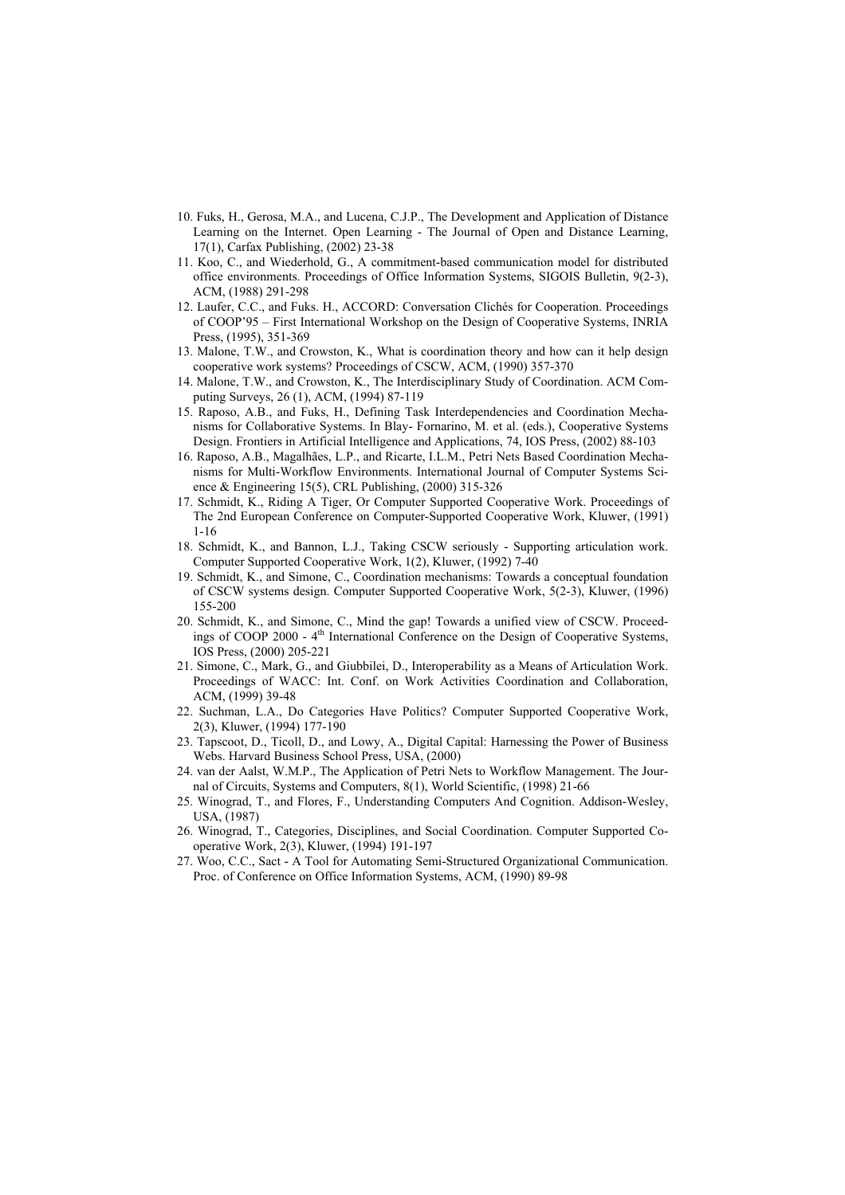10. Fuks, H., Gerosa, M.A., and Lucena, C.J.P., The Development and Application of Distance Learning on the Internet. Open Learning - The Journal of Open and Distance Learning, 17(1), Carfax Publishing, (2002) 23-38
11. Koo, C., and Wiederhold, G., A commitment-based communication model for distributed office environments. Proceedings of Office Information Systems, SIGOIS Bulletin, 9(2-3), ACM, (1988) 291-298
12. Laufer, C.C., and Fuks. H., ACCORD: Conversation Clichés for Cooperation. Proceedings of COOP'95 – First International Workshop on the Design of Cooperative Systems, INRIA Press, (1995), 351-369
13. Malone, T.W., and Crowston, K., What is coordination theory and how can it help design cooperative work systems? Proceedings of CSCW, ACM, (1990) 357-370
14. Malone, T.W., and Crowston, K., The Interdisciplinary Study of Coordination. ACM Computing Surveys, 26 (1), ACM, (1994) 87-119
15. Raposo, A.B., and Fuks, H., Defining Task Interdependencies and Coordination Mechanisms for Collaborative Systems. In Blay- Fornarino, M. et al. (eds.), Cooperative Systems Design. Frontiers in Artificial Intelligence and Applications, 74, IOS Press, (2002) 88-103
16. Raposo, A.B., Magalhães, L.P., and Ricarte, I.L.M., Petri Nets Based Coordination Mechanisms for Multi-Workflow Environments. International Journal of Computer Systems Science & Engineering 15(5), CRL Publishing, (2000) 315-326
17. Schmidt, K., Riding A Tiger, Or Computer Supported Cooperative Work. Proceedings of The 2nd European Conference on Computer-Supported Cooperative Work, Kluwer, (1991) 1-16
18. Schmidt, K., and Bannon, L.J., Taking CSCW seriously - Supporting articulation work. Computer Supported Cooperative Work, 1(2), Kluwer, (1992) 7-40
19. Schmidt, K., and Simone, C., Coordination mechanisms: Towards a conceptual foundation of CSCW systems design. Computer Supported Cooperative Work, 5(2-3), Kluwer, (1996) 155-200
20. Schmidt, K., and Simone, C., Mind the gap! Towards a unified view of CSCW. Proceedings of COOP 2000 - 4th International Conference on the Design of Cooperative Systems, IOS Press, (2000) 205-221
21. Simone, C., Mark, G., and Giubbilei, D., Interoperability as a Means of Articulation Work. Proceedings of WACC: Int. Conf. on Work Activities Coordination and Collaboration, ACM, (1999) 39-48
22. Suchman, L.A., Do Categories Have Politics? Computer Supported Cooperative Work, 2(3), Kluwer, (1994) 177-190
23. Tapscoot, D., Ticoll, D., and Lowy, A., Digital Capital: Harnessing the Power of Business Webs. Harvard Business School Press, USA, (2000)
24. van der Aalst, W.M.P., The Application of Petri Nets to Workflow Management. The Journal of Circuits, Systems and Computers, 8(1), World Scientific, (1998) 21-66
25. Winograd, T., and Flores, F., Understanding Computers And Cognition. Addison-Wesley, USA, (1987)
26. Winograd, T., Categories, Disciplines, and Social Coordination. Computer Supported Cooperative Work, 2(3), Kluwer, (1994) 191-197
27. Woo, C.C., Sact - A Tool for Automating Semi-Structured Organizational Communication. Proc. of Conference on Office Information Systems, ACM, (1990) 89-98